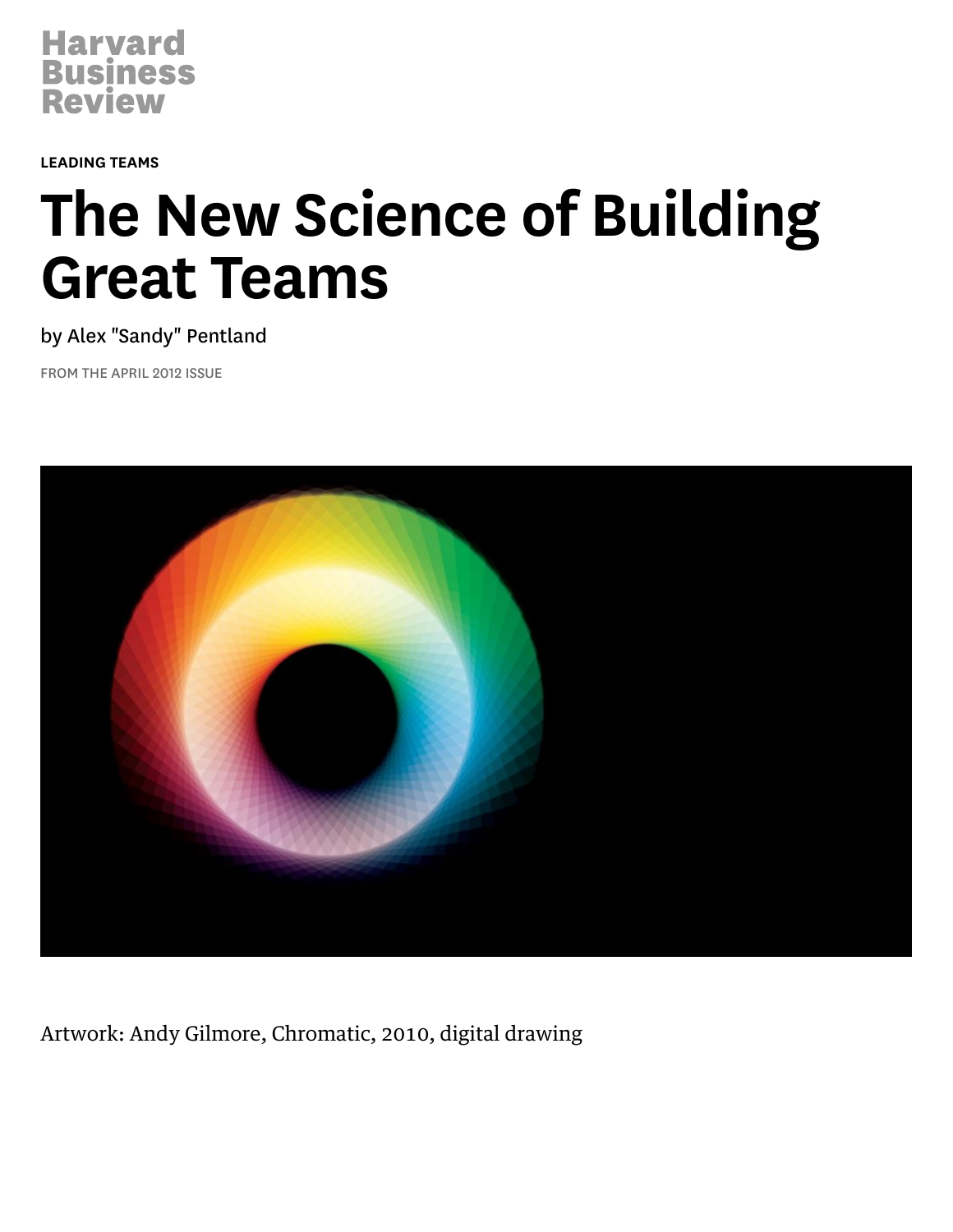Harvard Business Review

LEADING TEAMS

# The New Science of Building Great Teams

by Alex "Sandy" Pentland

FROM THE APRIL 2012 ISSUE

Artwork: Andy Gilmore, Chromatic, 2010, digital drawing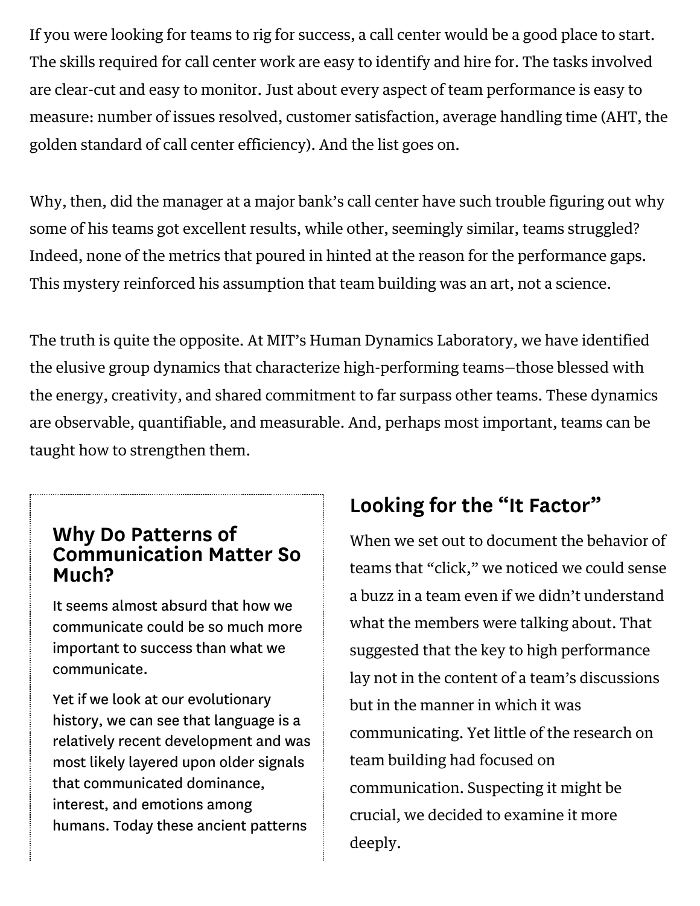If you were looking for teams to rig for success, a call center would be a good place to start. The skills required for call center work are easy to identify and hire for. The tasks involved are clear-cut and easy to monitor. Just about every aspect of team performance is easy to measure: number of issues resolved, customer satisfaction, average handling time (AHT, the golden standard of call center efficiency). And the list goes on.

Why, then, did the manager at a major bank's call center have such trouble figuring out why some of his teams got excellent results, while other, seemingly similar, teams struggled? Indeed, none of the metrics that poured in hinted at the reason for the performance gaps. This mystery reinforced his assumption that team building was an art, not a science.

The truth is quite the opposite. At MIT's Human Dynamics Laboratory, we have identified the elusive group dynamics that characterize high-performing teams—those blessed with the energy, creativity, and shared commitment to far surpass other teams. These dynamics are observable, quantifiable, and measurable. And, perhaps most important, teams can be taught how to strengthen them.

## Looking for the "It Factor"

When we set out to document the behavior of teams that "click," we noticed we could sense a buzz in a team even if we didn't understand what the members were talking about. That suggested that the key to high performance lay not in the content of a team's discussions but in the manner in which it was communicating. Yet little of the research on team building had focused on communication. Suspecting it might be crucial, we decided to examine it more deeply.

### Why Do Patterns of Communication Matter So Much?

It seems almost absurd that how we communicate could be so much more important to success than what we communicate.

Yet if we look at our evolutionary history, we can see that language is a relatively recent development and was most likely layered upon older signals that communicated dominance, interest, and emotions among humans. Today these ancient patterns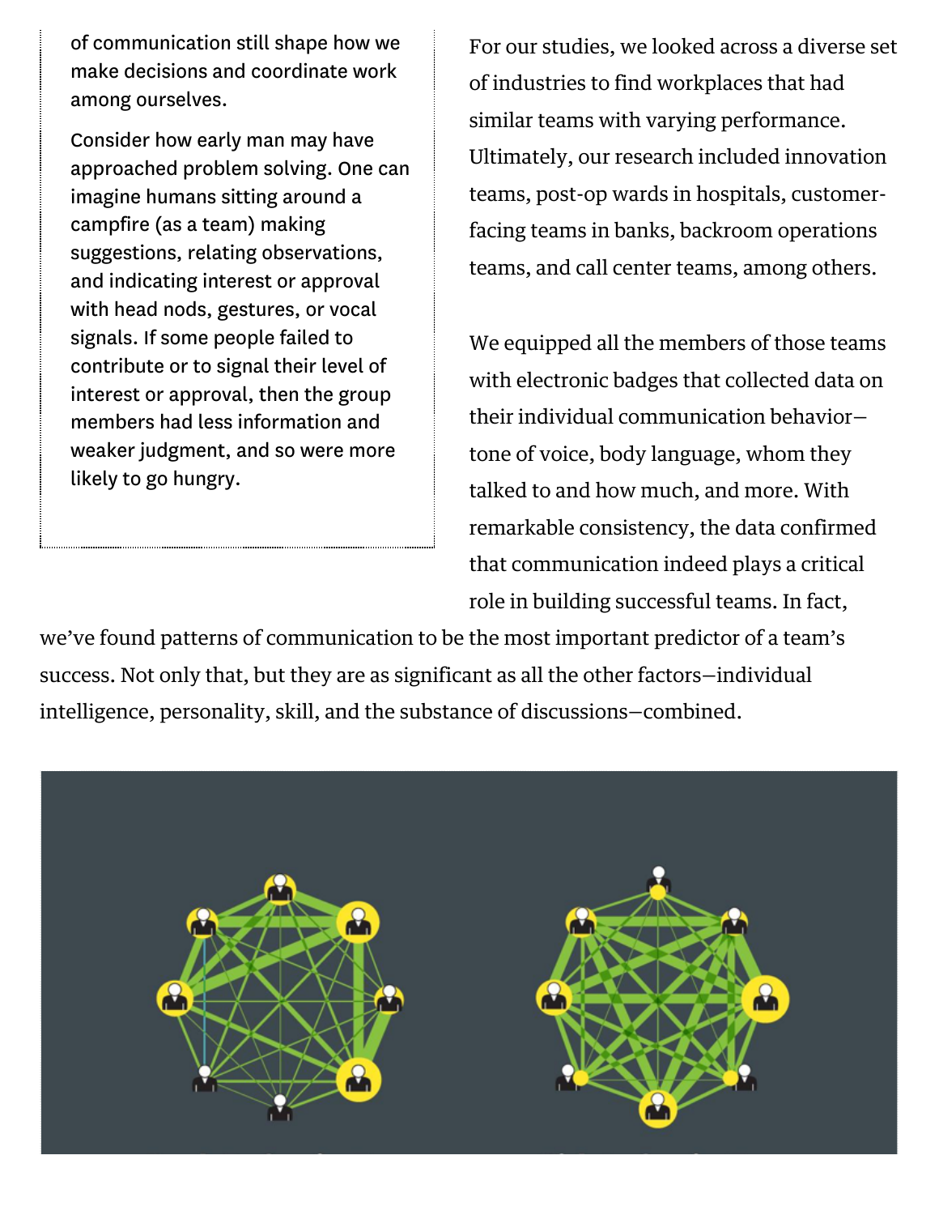of communication still shape how we make decisions and coordinate work among ourselves.

Consider how early man may have approached problem solving. One can imagine humans sitting around a campfire (as a team) making suggestions, relating observations, and indicating interest or approval with head nods, gestures, or vocal signals. If some people failed to contribute or to signal their level of interest or approval, then the group members had less information and weaker judgment, and so were more likely to go hungry.

For our studies, we looked across a diverse set of industries to find workplaces that had similar teams with varying performance. Ultimately, our research included innovation teams, post-op wards in hospitals, customer-facing teams in banks, backroom operations teams, and call center teams, among others.

We equipped all the members of those teams with electronic badges that collected data on their individual communication behavior—tone of voice, body language, whom they talked to and how much, and more. With remarkable consistency, the data confirmed that communication indeed plays a critical role in building successful teams. In fact, we've found patterns of communication to be the most important predictor of a team's success. Not only that, but they are as significant as all the other factors—individual intelligence, personality, skill, and the substance of discussions—combined.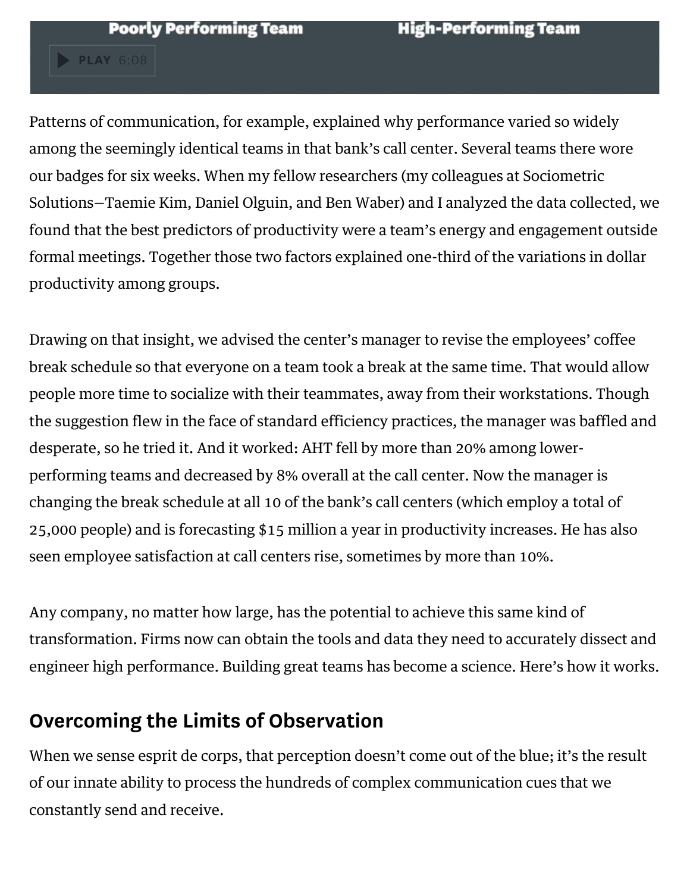Poorly Performing Team

High-Performing Team

PLAY 6:08

Patterns of communication, for example, explained why performance varied so widely among the seemingly identical teams in that bank's call center. Several teams there wore our badges for six weeks. When my fellow researchers (my colleagues at Sociometric Solutions—Taemie Kim, Daniel Olguin, and Ben Waber) and I analyzed the data collected, we found that the best predictors of productivity were a team's energy and engagement outside formal meetings. Together those two factors explained one-third of the variations in dollar productivity among groups.

Drawing on that insight, we advised the center's manager to revise the employees' coffee break schedule so that everyone on a team took a break at the same time. That would allow people more time to socialize with their teammates, away from their workstations. Though the suggestion flew in the face of standard efficiency practices, the manager was baffled and desperate, so he tried it. And it worked: AHT fell by more than 20% among lower-performing teams and decreased by 8% overall at the call center. Now the manager is changing the break schedule at all 10 of the bank's call centers (which employ a total of 25,000 people) and is forecasting $15 million a year in productivity increases. He has also seen employee satisfaction at call centers rise, sometimes by more than 10%.

Any company, no matter how large, has the potential to achieve this same kind of transformation. Firms now can obtain the tools and data they need to accurately dissect and engineer high performance. Building great teams has become a science. Here's how it works.

## Overcoming the Limits of Observation

When we sense esprit de corps, that perception doesn't come out of the blue; it's the result of our innate ability to process the hundreds of complex communication cues that we constantly send and receive.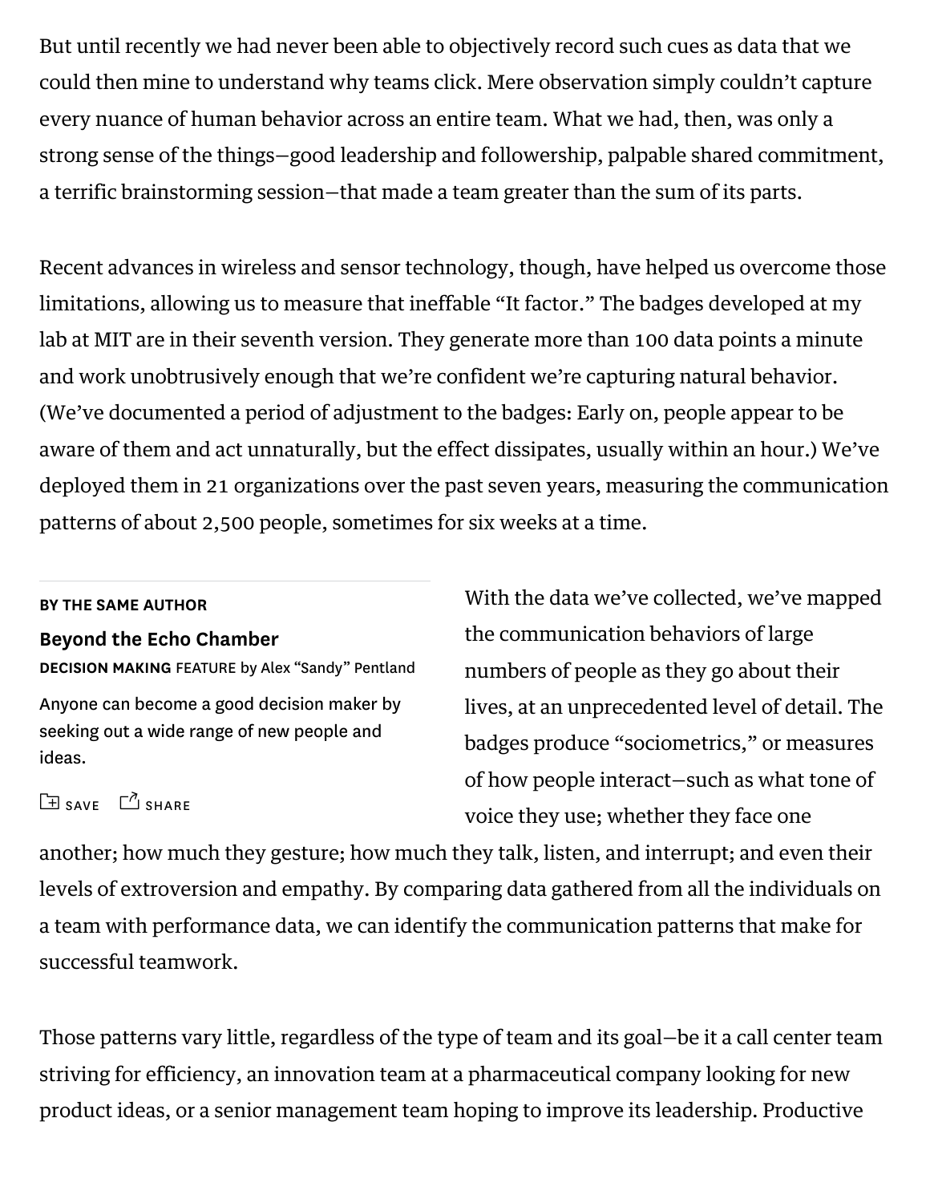But until recently we had never been able to objectively record such cues as data that we could then mine to understand why teams click. Mere observation simply couldn't capture every nuance of human behavior across an entire team. What we had, then, was only a strong sense of the things—good leadership and followership, palpable shared commitment, a terrific brainstorming session—that made a team greater than the sum of its parts.

Recent advances in wireless and sensor technology, though, have helped us overcome those limitations, allowing us to measure that ineffable "It factor." The badges developed at my lab at MIT are in their seventh version. They generate more than 100 data points a minute and work unobtrusively enough that we're confident we're capturing natural behavior. (We've documented a period of adjustment to the badges: Early on, people appear to be aware of them and act unnaturally, but the effect dissipates, usually within an hour.) We've deployed them in 21 organizations over the past seven years, measuring the communication patterns of about 2,500 people, sometimes for six weeks at a time.

**BY THE SAME AUTHOR**

**Beyond the Echo Chamber**

**DECISION MAKING** FEATURE by Alex "Sandy" Pentland

Anyone can become a good decision maker by seeking out a wide range of new people and ideas.

With the data we've collected, we've mapped the communication behaviors of large numbers of people as they go about their lives, at an unprecedented level of detail. The badges produce "sociometrics," or measures of how people interact—such as what tone of voice they use; whether they face one another; how much they gesture; how much they talk, listen, and interrupt; and even their levels of extroversion and empathy. By comparing data gathered from all the individuals on a team with performance data, we can identify the communication patterns that make for successful teamwork.

Those patterns vary little, regardless of the type of team and its goal—be it a call center team striving for efficiency, an innovation team at a pharmaceutical company looking for new product ideas, or a senior management team hoping to improve its leadership. Productive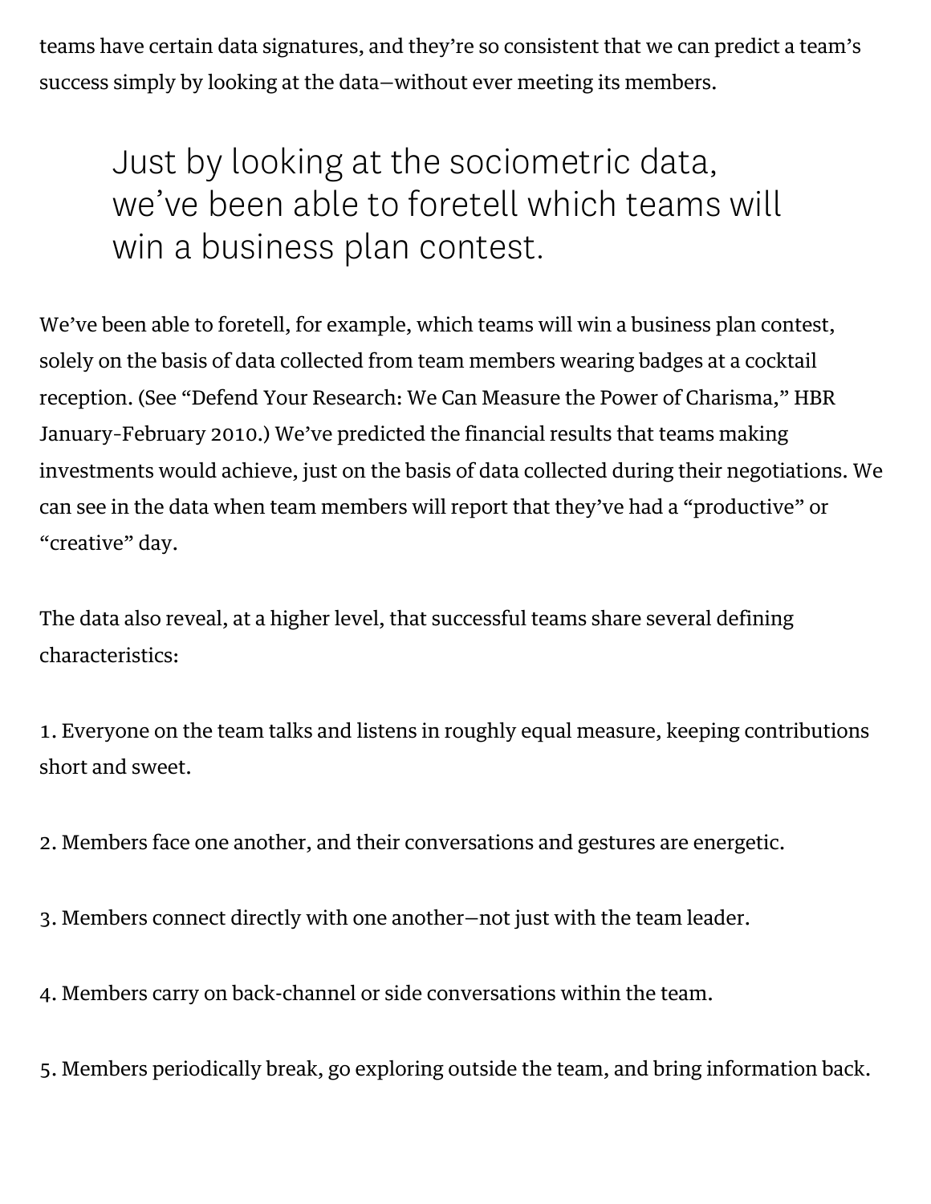teams have certain data signatures, and they're so consistent that we can predict a team's success simply by looking at the data—without ever meeting its members.

> Just by looking at the sociometric data, we've been able to foretell which teams will win a business plan contest.

We've been able to foretell, for example, which teams will win a business plan contest, solely on the basis of data collected from team members wearing badges at a cocktail reception. (See "Defend Your Research: We Can Measure the Power of Charisma," HBR January-February 2010.) We've predicted the financial results that teams making investments would achieve, just on the basis of data collected during their negotiations. We can see in the data when team members will report that they've had a "productive" or "creative" day.

The data also reveal, at a higher level, that successful teams share several defining characteristics:

1. Everyone on the team talks and listens in roughly equal measure, keeping contributions short and sweet.

2. Members face one another, and their conversations and gestures are energetic.

3. Members connect directly with one another—not just with the team leader.

4. Members carry on back-channel or side conversations within the team.

5. Members periodically break, go exploring outside the team, and bring information back.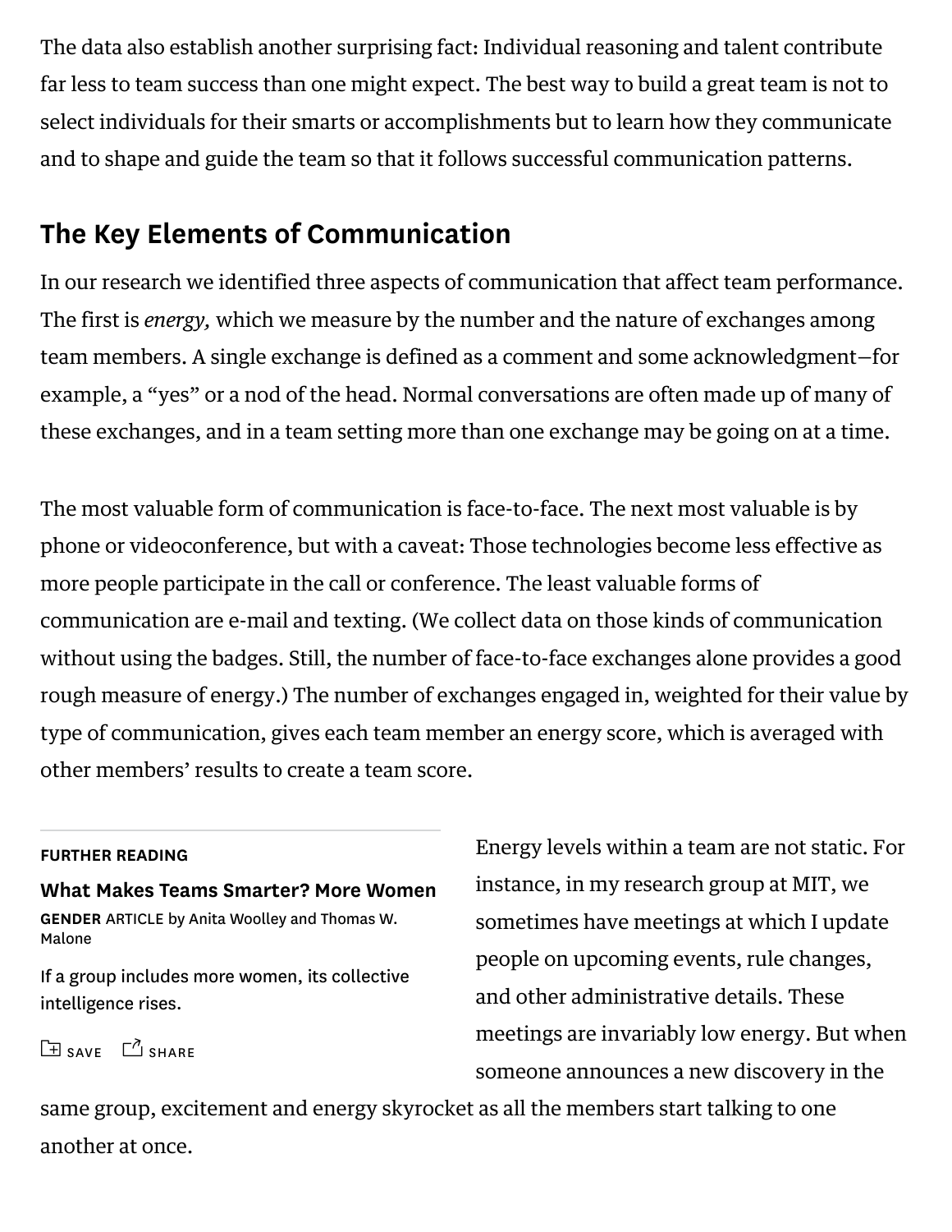The data also establish another surprising fact: Individual reasoning and talent contribute far less to team success than one might expect. The best way to build a great team is not to select individuals for their smarts or accomplishments but to learn how they communicate and to shape and guide the team so that it follows successful communication patterns.

## The Key Elements of Communication

In our research we identified three aspects of communication that affect team performance. The first is *energy,* which we measure by the number and the nature of exchanges among team members. A single exchange is defined as a comment and some acknowledgment—for example, a "yes" or a nod of the head. Normal conversations are often made up of many of these exchanges, and in a team setting more than one exchange may be going on at a time.

The most valuable form of communication is face-to-face. The next most valuable is by phone or videoconference, but with a caveat: Those technologies become less effective as more people participate in the call or conference. The least valuable forms of communication are e-mail and texting. (We collect data on those kinds of communication without using the badges. Still, the number of face-to-face exchanges alone provides a good rough measure of energy.) The number of exchanges engaged in, weighted for their value by type of communication, gives each team member an energy score, which is averaged with other members' results to create a team score.

**FURTHER READING**

**What Makes Teams Smarter? More Women**

**GENDER** ARTICLE by Anita Woolley and Thomas W. Malone

If a group includes more women, its collective intelligence rises.

Energy levels within a team are not static. For instance, in my research group at MIT, we sometimes have meetings at which I update people on upcoming events, rule changes, and other administrative details. These meetings are invariably low energy. But when someone announces a new discovery in the same group, excitement and energy skyrocket as all the members start talking to one another at once.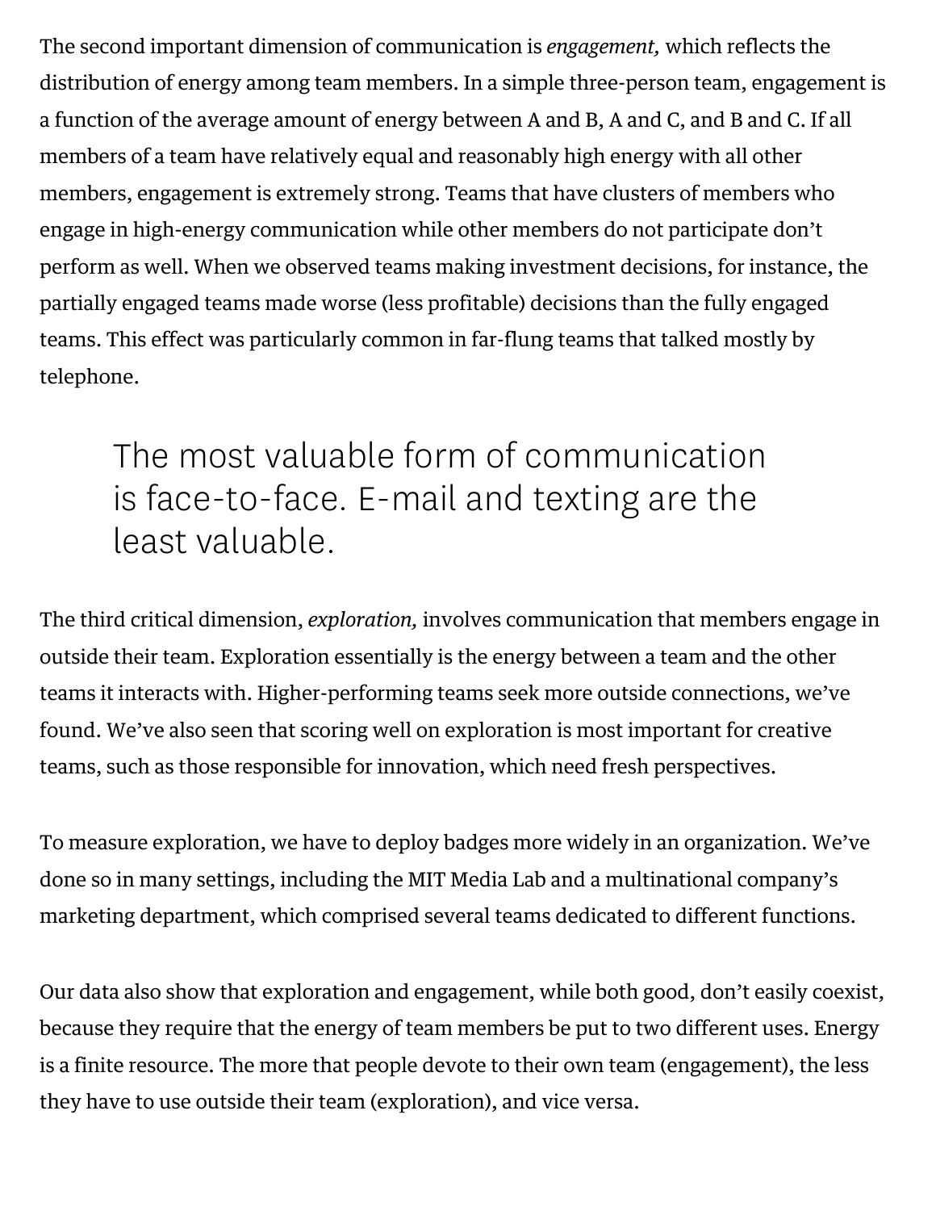The second important dimension of communication is *engagement,* which reflects the distribution of energy among team members. In a simple three-person team, engagement is a function of the average amount of energy between A and B, A and C, and B and C. If all members of a team have relatively equal and reasonably high energy with all other members, engagement is extremely strong. Teams that have clusters of members who engage in high-energy communication while other members do not participate don't perform as well. When we observed teams making investment decisions, for instance, the partially engaged teams made worse (less profitable) decisions than the fully engaged teams. This effect was particularly common in far-flung teams that talked mostly by telephone.

> The most valuable form of communication is face-to-face. E-mail and texting are the least valuable.

The third critical dimension, *exploration,* involves communication that members engage in outside their team. Exploration essentially is the energy between a team and the other teams it interacts with. Higher-performing teams seek more outside connections, we've found. We've also seen that scoring well on exploration is most important for creative teams, such as those responsible for innovation, which need fresh perspectives.

To measure exploration, we have to deploy badges more widely in an organization. We've done so in many settings, including the MIT Media Lab and a multinational company's marketing department, which comprised several teams dedicated to different functions.

Our data also show that exploration and engagement, while both good, don't easily coexist, because they require that the energy of team members be put to two different uses. Energy is a finite resource. The more that people devote to their own team (engagement), the less they have to use outside their team (exploration), and vice versa.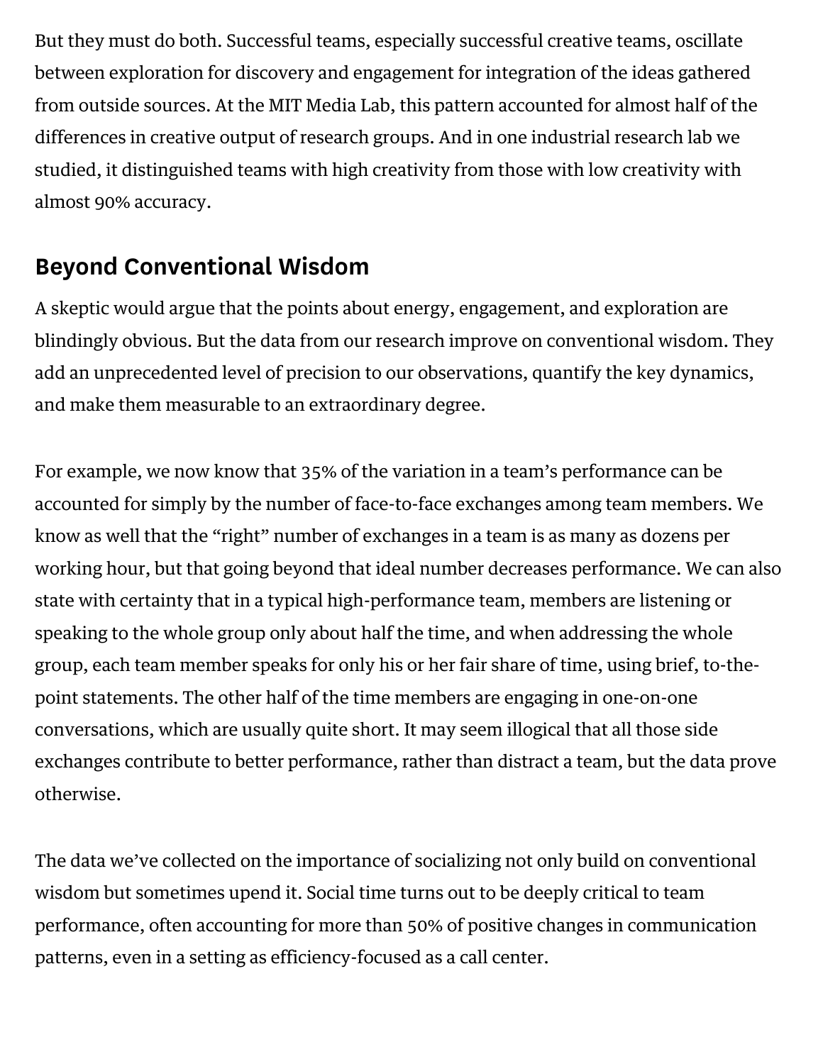But they must do both. Successful teams, especially successful creative teams, oscillate between exploration for discovery and engagement for integration of the ideas gathered from outside sources. At the MIT Media Lab, this pattern accounted for almost half of the differences in creative output of research groups. And in one industrial research lab we studied, it distinguished teams with high creativity from those with low creativity with almost 90% accuracy.

## Beyond Conventional Wisdom

A skeptic would argue that the points about energy, engagement, and exploration are blindingly obvious. But the data from our research improve on conventional wisdom. They add an unprecedented level of precision to our observations, quantify the key dynamics, and make them measurable to an extraordinary degree.

For example, we now know that 35% of the variation in a team's performance can be accounted for simply by the number of face-to-face exchanges among team members. We know as well that the "right" number of exchanges in a team is as many as dozens per working hour, but that going beyond that ideal number decreases performance. We can also state with certainty that in a typical high-performance team, members are listening or speaking to the whole group only about half the time, and when addressing the whole group, each team member speaks for only his or her fair share of time, using brief, to-the-point statements. The other half of the time members are engaging in one-on-one conversations, which are usually quite short. It may seem illogical that all those side exchanges contribute to better performance, rather than distract a team, but the data prove otherwise.

The data we've collected on the importance of socializing not only build on conventional wisdom but sometimes upend it. Social time turns out to be deeply critical to team performance, often accounting for more than 50% of positive changes in communication patterns, even in a setting as efficiency-focused as a call center.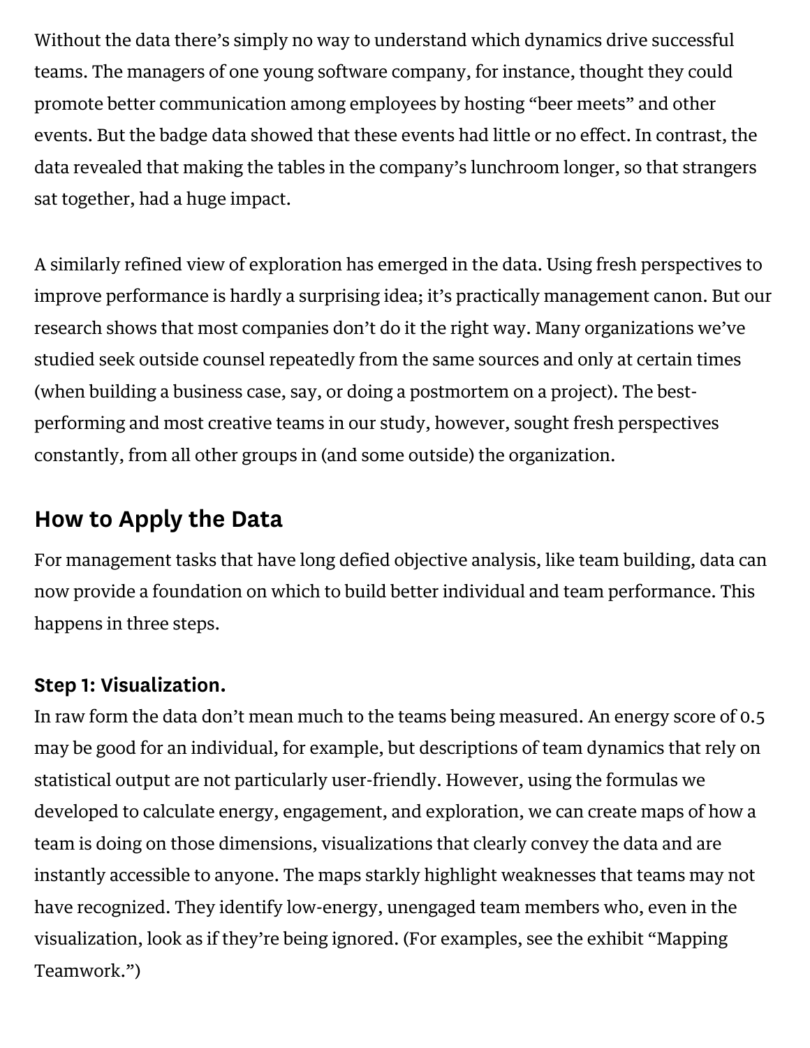Without the data there's simply no way to understand which dynamics drive successful teams. The managers of one young software company, for instance, thought they could promote better communication among employees by hosting "beer meets" and other events. But the badge data showed that these events had little or no effect. In contrast, the data revealed that making the tables in the company's lunchroom longer, so that strangers sat together, had a huge impact.

A similarly refined view of exploration has emerged in the data. Using fresh perspectives to improve performance is hardly a surprising idea; it's practically management canon. But our research shows that most companies don't do it the right way. Many organizations we've studied seek outside counsel repeatedly from the same sources and only at certain times (when building a business case, say, or doing a postmortem on a project). The best-performing and most creative teams in our study, however, sought fresh perspectives constantly, from all other groups in (and some outside) the organization.

## How to Apply the Data

For management tasks that have long defied objective analysis, like team building, data can now provide a foundation on which to build better individual and team performance. This happens in three steps.

### Step 1: Visualization.

In raw form the data don't mean much to the teams being measured. An energy score of 0.5 may be good for an individual, for example, but descriptions of team dynamics that rely on statistical output are not particularly user-friendly. However, using the formulas we developed to calculate energy, engagement, and exploration, we can create maps of how a team is doing on those dimensions, visualizations that clearly convey the data and are instantly accessible to anyone. The maps starkly highlight weaknesses that teams may not have recognized. They identify low-energy, unengaged team members who, even in the visualization, look as if they're being ignored. (For examples, see the exhibit "Mapping Teamwork.")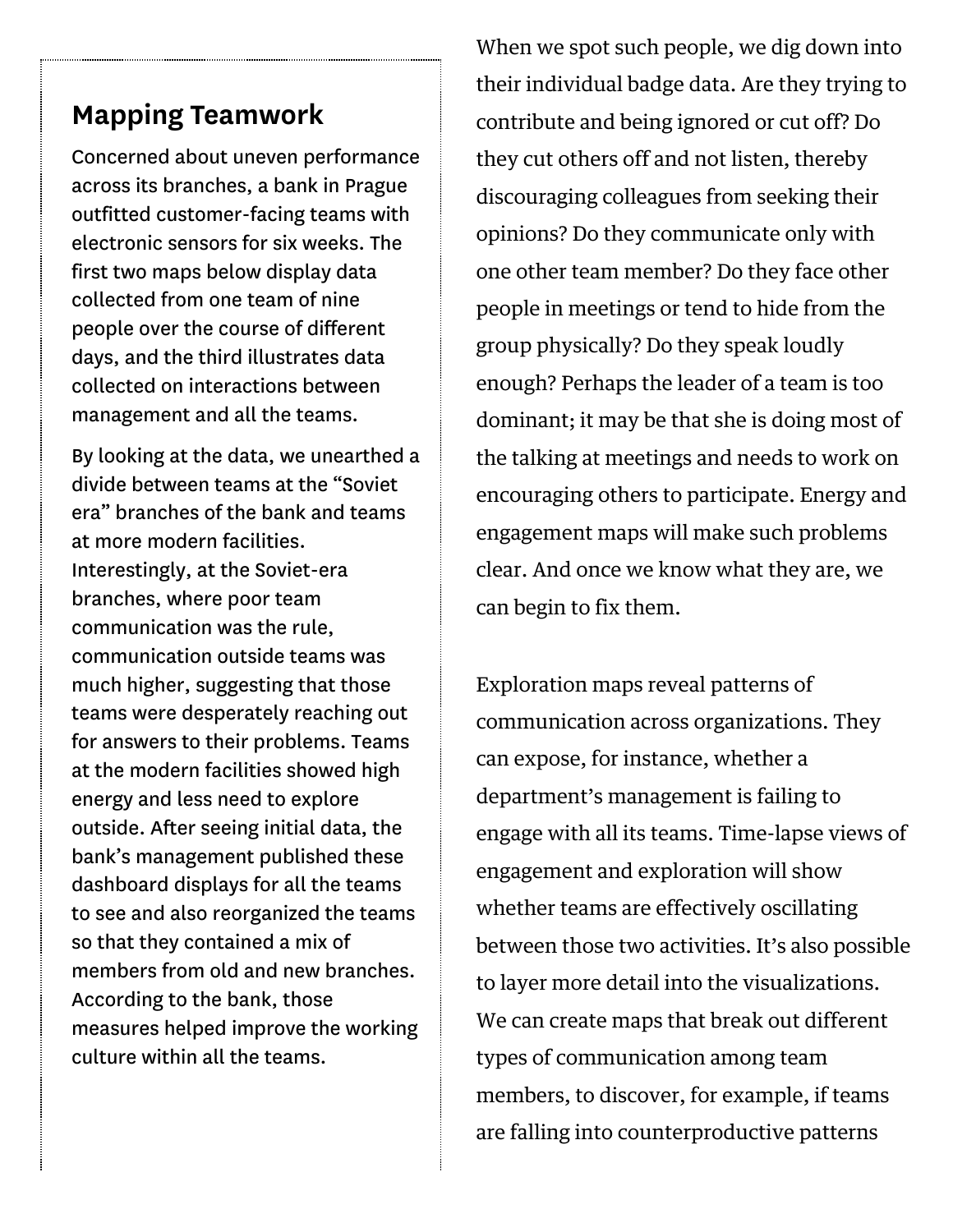## Mapping Teamwork

Concerned about uneven performance across its branches, a bank in Prague outfitted customer-facing teams with electronic sensors for six weeks. The first two maps below display data collected from one team of nine people over the course of different days, and the third illustrates data collected on interactions between management and all the teams.

By looking at the data, we unearthed a divide between teams at the "Soviet era" branches of the bank and teams at more modern facilities. Interestingly, at the Soviet-era branches, where poor team communication was the rule, communication outside teams was much higher, suggesting that those teams were desperately reaching out for answers to their problems. Teams at the modern facilities showed high energy and less need to explore outside. After seeing initial data, the bank's management published these dashboard displays for all the teams to see and also reorganized the teams so that they contained a mix of members from old and new branches. According to the bank, those measures helped improve the working culture within all the teams.

When we spot such people, we dig down into their individual badge data. Are they trying to contribute and being ignored or cut off? Do they cut others off and not listen, thereby discouraging colleagues from seeking their opinions? Do they communicate only with one other team member? Do they face other people in meetings or tend to hide from the group physically? Do they speak loudly enough? Perhaps the leader of a team is too dominant; it may be that she is doing most of the talking at meetings and needs to work on encouraging others to participate. Energy and engagement maps will make such problems clear. And once we know what they are, we can begin to fix them.

Exploration maps reveal patterns of communication across organizations. They can expose, for instance, whether a department's management is failing to engage with all its teams. Time-lapse views of engagement and exploration will show whether teams are effectively oscillating between those two activities. It's also possible to layer more detail into the visualizations. We can create maps that break out different types of communication among team members, to discover, for example, if teams are falling into counterproductive patterns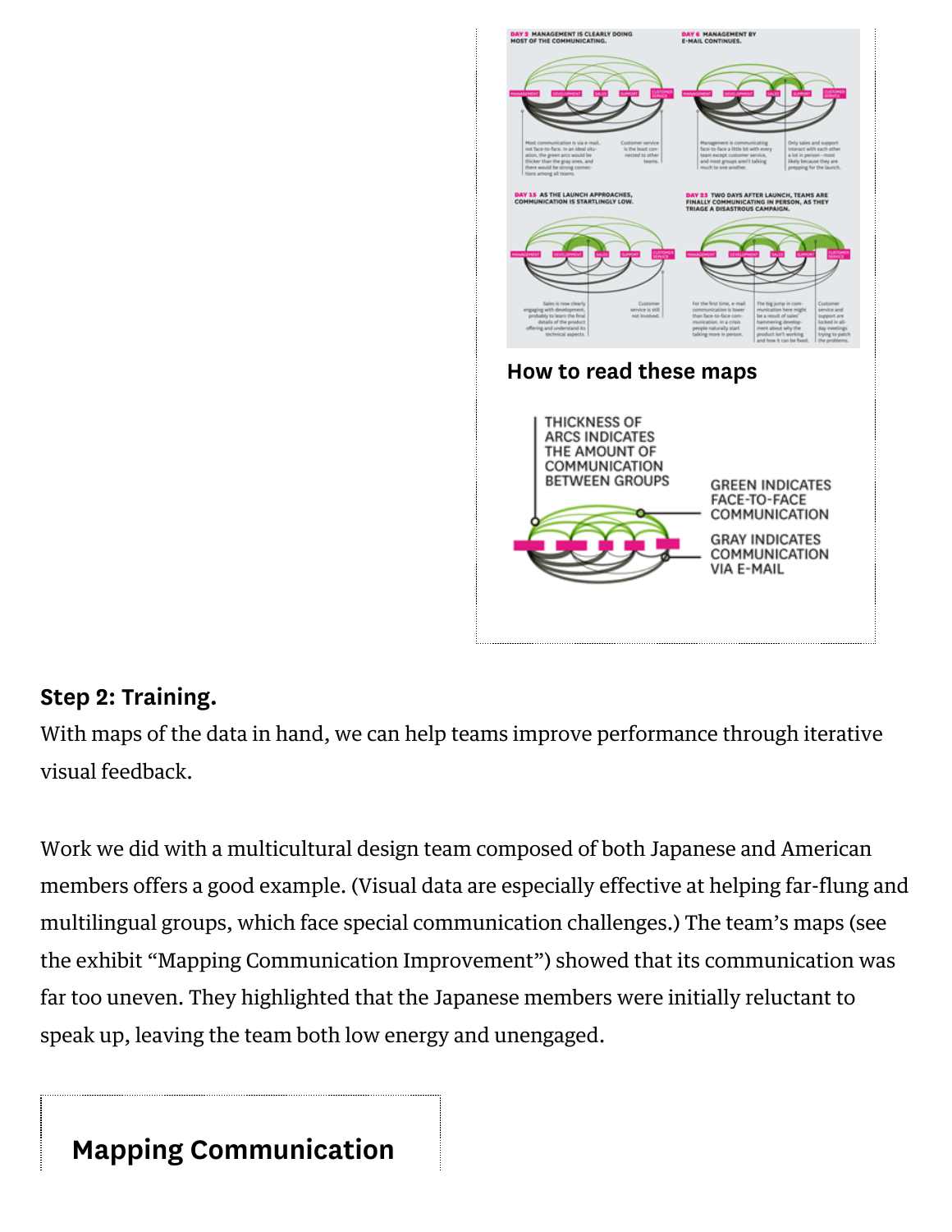**DAY 2** MANAGEMENT IS CLEARLY DOING MOST OF THE COMMUNICATING.

MANAGEMENT DEVELOPMENT SALES SUPPORT CUSTOMER SERVICE

Most communication is via e-mail, not face-to-face. In an ideal situation, the green arcs would be thicker than the gray ones, and there would be strong connections among all teams.

Customer service is the least connected to other teams.

**DAY 6** MANAGEMENT BY E-MAIL CONTINUES.

MANAGEMENT DEVELOPMENT SALES SUPPORT CUSTOMER SERVICE

Management is communicating face-to-face a little bit with every team except customer service, and most groups aren't talking much to one another.

Only sales and support interact with each other a lot in person—most likely because they are prepping for the launch.

**DAY 15** AS THE LAUNCH APPROACHES, COMMUNICATION IS STARTLINGLY LOW.

MANAGEMENT DEVELOPMENT SALES SUPPORT CUSTOMER SERVICE

Sales is now clearly engaging with development, probably to learn the final details of the product offering and understand its technical aspects.

Customer service is still not involved.

**DAY 23** TWO DAYS AFTER LAUNCH, TEAMS ARE FINALLY COMMUNICATING IN PERSON, AS THEY TRIAGE A DISASTROUS CAMPAIGN.

MANAGEMENT DEVELOPMENT SALES SUPPORT CUSTOMER SERVICE

For the first time, e-mail communication is lower than face-to-face communication. In a crisis people naturally start talking more in person.

The big jump in communication here might be a result of sales' hammering development about why the product isn't working and how it can be fixed.

Customer service and support are locked in all-day meetings trying to patch the problems.

**How to read these maps**

THICKNESS OF ARCS INDICATES THE AMOUNT OF COMMUNICATION BETWEEN GROUPS

GREEN INDICATES FACE-TO-FACE COMMUNICATION

GRAY INDICATES COMMUNICATION VIA E-MAIL

**Step 2: Training.**

With maps of the data in hand, we can help teams improve performance through iterative visual feedback.

Work we did with a multicultural design team composed of both Japanese and American members offers a good example. (Visual data are especially effective at helping far-flung and multilingual groups, which face special communication challenges.) The team's maps (see the exhibit "Mapping Communication Improvement") showed that its communication was far too uneven. They highlighted that the Japanese members were initially reluctant to speak up, leaving the team both low energy and unengaged.

**Mapping Communication**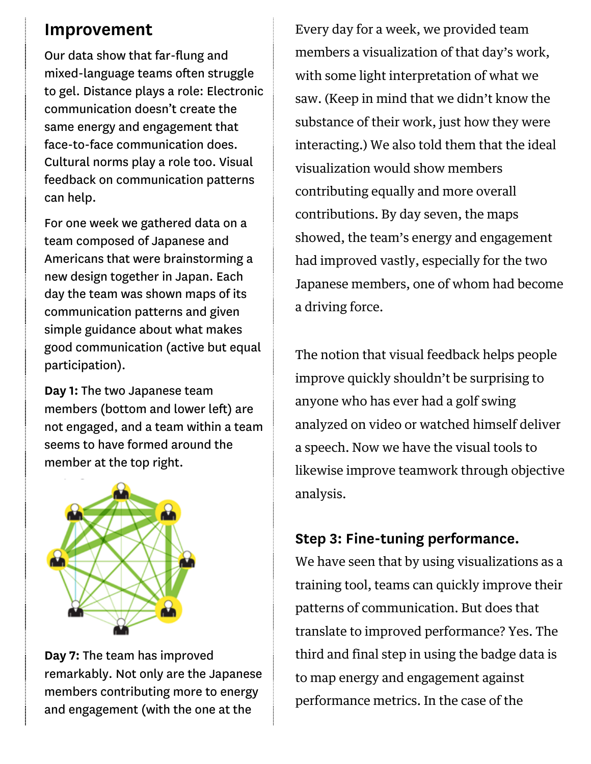## Improvement

Our data show that far-flung and mixed-language teams often struggle to gel. Distance plays a role: Electronic communication doesn't create the same energy and engagement that face-to-face communication does. Cultural norms play a role too. Visual feedback on communication patterns can help.

For one week we gathered data on a team composed of Japanese and Americans that were brainstorming a new design together in Japan. Each day the team was shown maps of its communication patterns and given simple guidance about what makes good communication (active but equal participation).

**Day 1:** The two Japanese team members (bottom and lower left) are not engaged, and a team within a team seems to have formed around the member at the top right.

**Day 7:** The team has improved remarkably. Not only are the Japanese members contributing more to energy and engagement (with the one at the

Every day for a week, we provided team members a visualization of that day's work, with some light interpretation of what we saw. (Keep in mind that we didn't know the substance of their work, just how they were interacting.) We also told them that the ideal visualization would show members contributing equally and more overall contributions. By day seven, the maps showed, the team's energy and engagement had improved vastly, especially for the two Japanese members, one of whom had become a driving force.

The notion that visual feedback helps people improve quickly shouldn't be surprising to anyone who has ever had a golf swing analyzed on video or watched himself deliver a speech. Now we have the visual tools to likewise improve teamwork through objective analysis.

### Step 3: Fine-tuning performance.

We have seen that by using visualizations as a training tool, teams can quickly improve their patterns of communication. But does that translate to improved performance? Yes. The third and final step in using the badge data is to map energy and engagement against performance metrics. In the case of the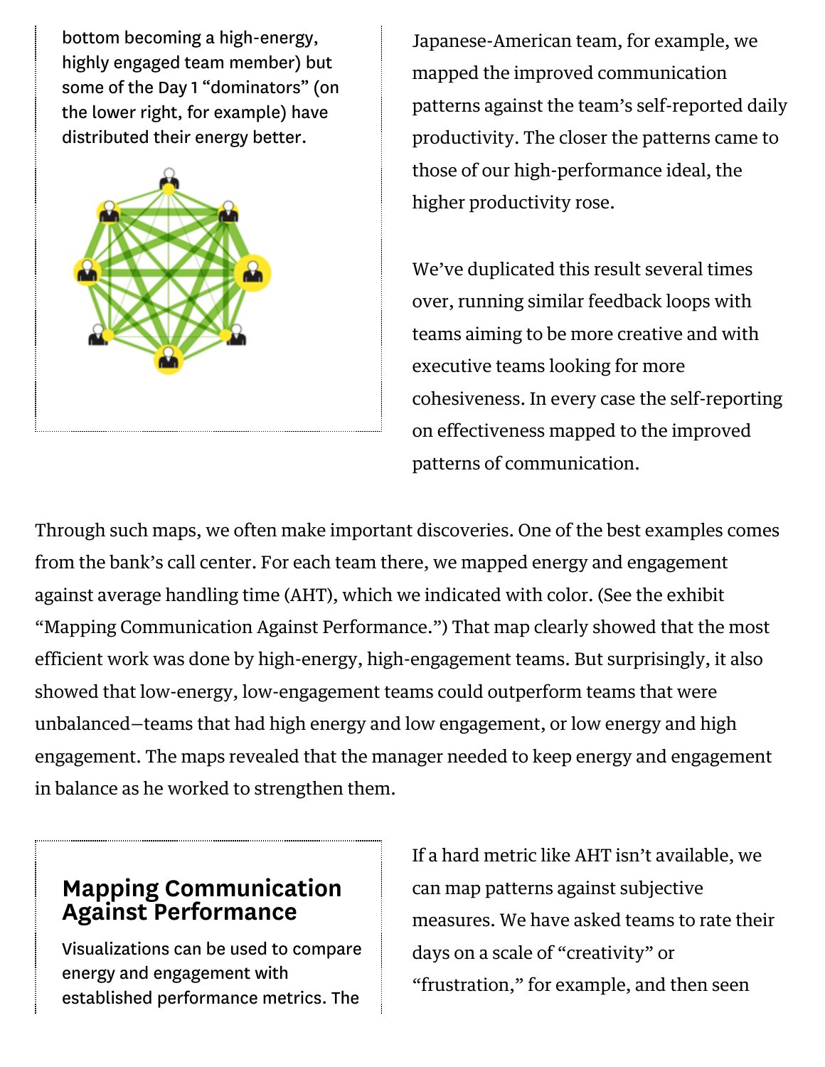bottom becoming a high-energy, highly engaged team member) but some of the Day 1 “dominators” (on the lower right, for example) have distributed their energy better.

Japanese-American team, for example, we mapped the improved communication patterns against the team’s self-reported daily productivity. The closer the patterns came to those of our high-performance ideal, the higher productivity rose.

We’ve duplicated this result several times over, running similar feedback loops with teams aiming to be more creative and with executive teams looking for more cohesiveness. In every case the self-reporting on effectiveness mapped to the improved patterns of communication.

Through such maps, we often make important discoveries. One of the best examples comes from the bank’s call center. For each team there, we mapped energy and engagement against average handling time (AHT), which we indicated with color. (See the exhibit “Mapping Communication Against Performance.”) That map clearly showed that the most efficient work was done by high-energy, high-engagement teams. But surprisingly, it also showed that low-energy, low-engagement teams could outperform teams that were unbalanced—teams that had high energy and low engagement, or low energy and high engagement. The maps revealed that the manager needed to keep energy and engagement in balance as he worked to strengthen them.

## Mapping Communication Against Performance

Visualizations can be used to compare energy and engagement with established performance metrics. The

If a hard metric like AHT isn’t available, we can map patterns against subjective measures. We have asked teams to rate their days on a scale of “creativity” or “frustration,” for example, and then seen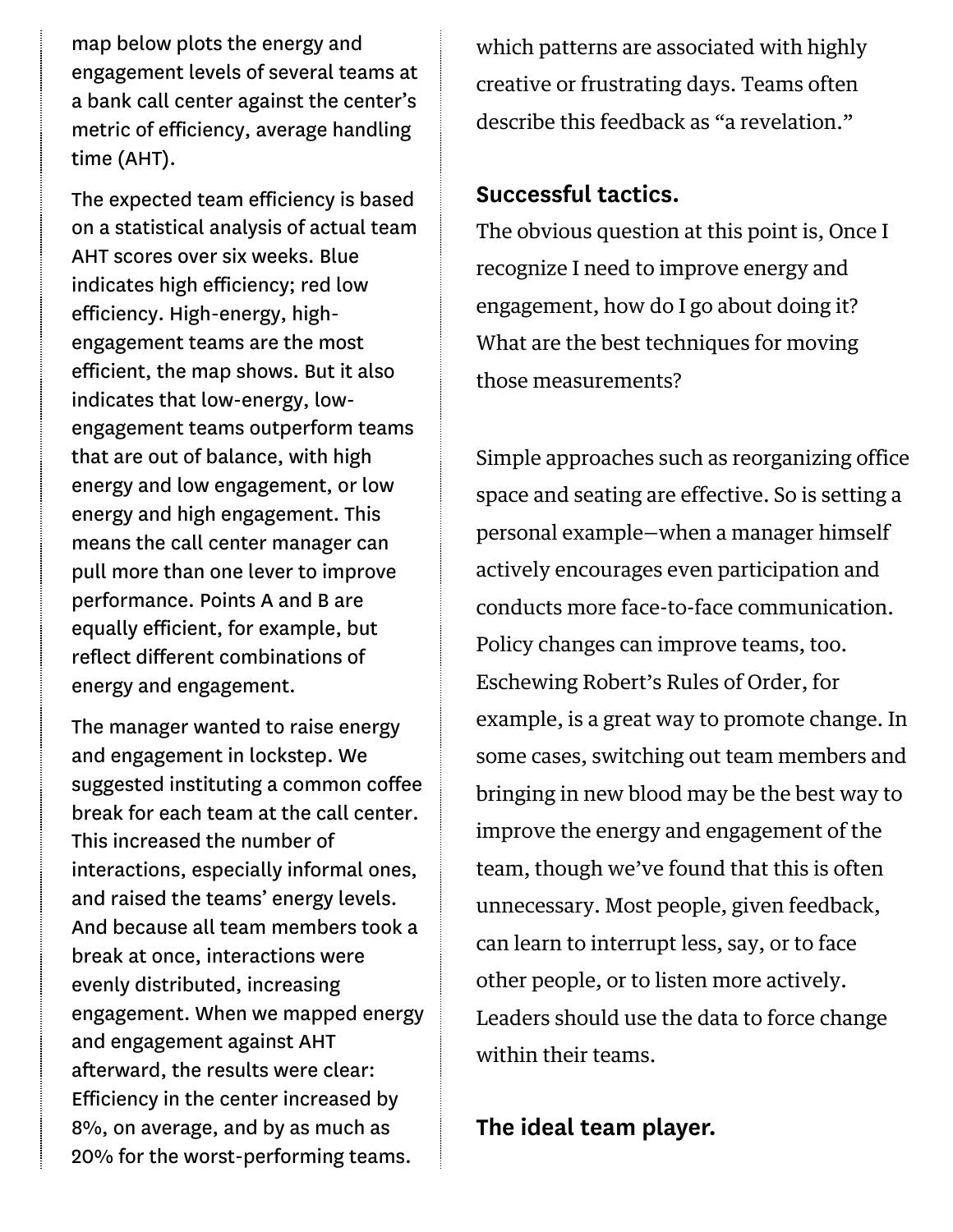map below plots the energy and engagement levels of several teams at a bank call center against the center's metric of efficiency, average handling time (AHT).

The expected team efficiency is based on a statistical analysis of actual team AHT scores over six weeks. Blue indicates high efficiency; red low efficiency. High-energy, high-engagement teams are the most efficient, the map shows. But it also indicates that low-energy, low-engagement teams outperform teams that are out of balance, with high energy and low engagement, or low energy and high engagement. This means the call center manager can pull more than one lever to improve performance. Points A and B are equally efficient, for example, but reflect different combinations of energy and engagement.

The manager wanted to raise energy and engagement in lockstep. We suggested instituting a common coffee break for each team at the call center. This increased the number of interactions, especially informal ones, and raised the teams' energy levels. And because all team members took a break at once, interactions were evenly distributed, increasing engagement. When we mapped energy and engagement against AHT afterward, the results were clear: Efficiency in the center increased by 8%, on average, and by as much as 20% for the worst-performing teams.

which patterns are associated with highly creative or frustrating days. Teams often describe this feedback as "a revelation."

**Successful tactics.**

The obvious question at this point is, Once I recognize I need to improve energy and engagement, how do I go about doing it? What are the best techniques for moving those measurements?

Simple approaches such as reorganizing office space and seating are effective. So is setting a personal example—when a manager himself actively encourages even participation and conducts more face-to-face communication. Policy changes can improve teams, too. Eschewing Robert's Rules of Order, for example, is a great way to promote change. In some cases, switching out team members and bringing in new blood may be the best way to improve the energy and engagement of the team, though we've found that this is often unnecessary. Most people, given feedback, can learn to interrupt less, say, or to face other people, or to listen more actively. Leaders should use the data to force change within their teams.

**The ideal team player.**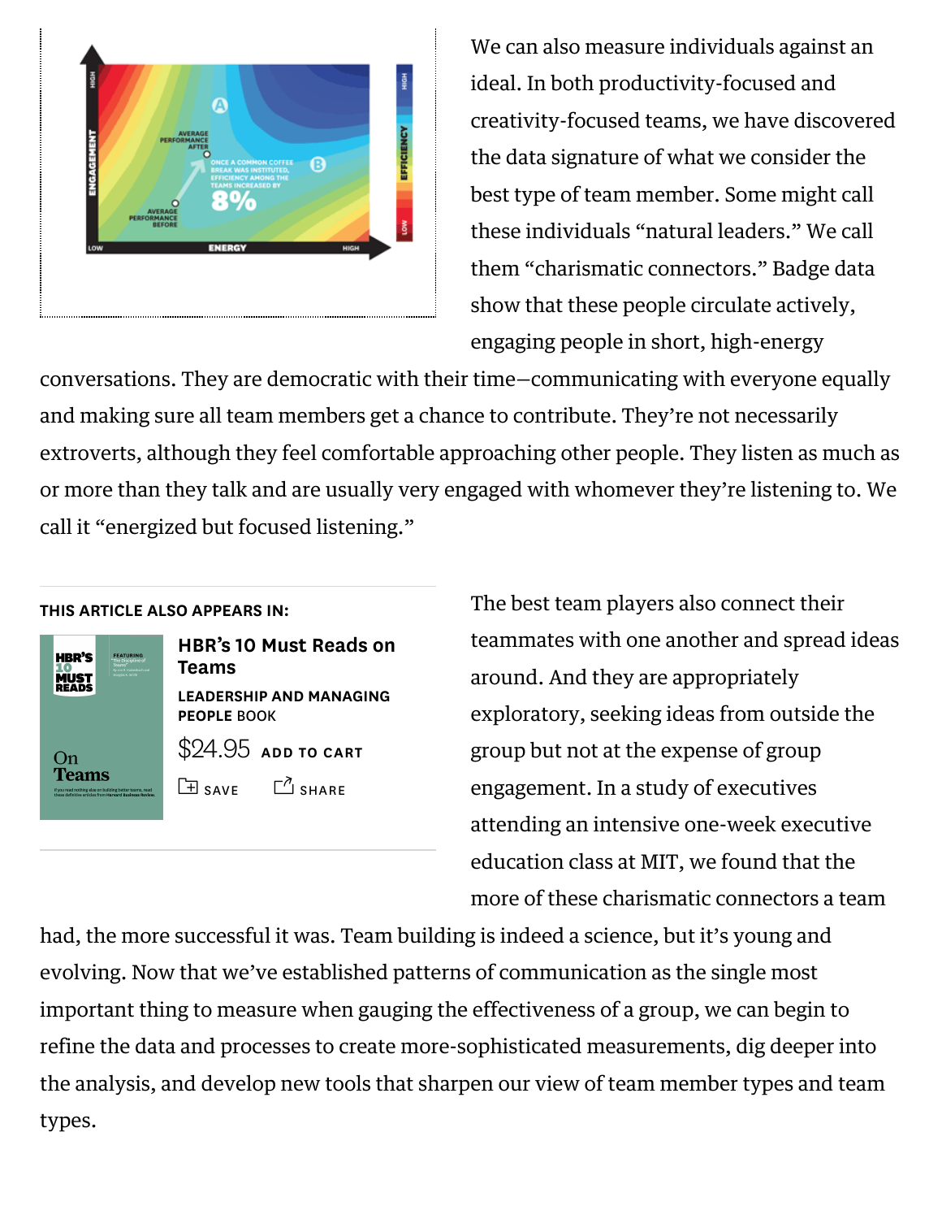We can also measure individuals against an ideal. In both productivity-focused and creativity-focused teams, we have discovered the data signature of what we consider the best type of team member. Some might call these individuals “natural leaders.” We call them “charismatic connectors.” Badge data show that these people circulate actively, engaging people in short, high-energy conversations. They are democratic with their time—communicating with everyone equally and making sure all team members get a chance to contribute. They’re not necessarily extroverts, although they feel comfortable approaching other people. They listen as much as or more than they talk and are usually very engaged with whomever they’re listening to. We call it “energized but focused listening.”

THIS ARTICLE ALSO APPEARS IN:

**HBR’s 10 Must Reads on Teams**

LEADERSHIP AND MANAGING PEOPLE BOOK

$24.95 ADD TO CART

SAVE SHARE

The best team players also connect their teammates with one another and spread ideas around. And they are appropriately exploratory, seeking ideas from outside the group but not at the expense of group engagement. In a study of executives attending an intensive one-week executive education class at MIT, we found that the more of these charismatic connectors a team had, the more successful it was. Team building is indeed a science, but it’s young and evolving. Now that we’ve established patterns of communication as the single most important thing to measure when gauging the effectiveness of a group, we can begin to refine the data and processes to create more-sophisticated measurements, dig deeper into the analysis, and develop new tools that sharpen our view of team member types and team types.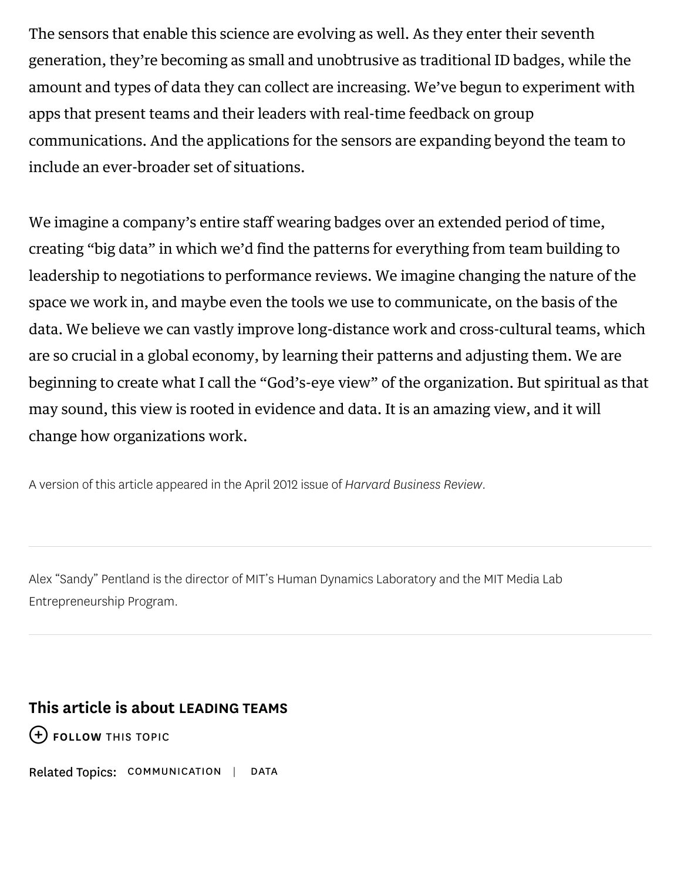The sensors that enable this science are evolving as well. As they enter their seventh generation, they're becoming as small and unobtrusive as traditional ID badges, while the amount and types of data they can collect are increasing. We've begun to experiment with apps that present teams and their leaders with real-time feedback on group communications. And the applications for the sensors are expanding beyond the team to include an ever-broader set of situations.

We imagine a company's entire staff wearing badges over an extended period of time, creating "big data" in which we'd find the patterns for everything from team building to leadership to negotiations to performance reviews. We imagine changing the nature of the space we work in, and maybe even the tools we use to communicate, on the basis of the data. We believe we can vastly improve long-distance work and cross-cultural teams, which are so crucial in a global economy, by learning their patterns and adjusting them. We are beginning to create what I call the "God's-eye view" of the organization. But spiritual as that may sound, this view is rooted in evidence and data. It is an amazing view, and it will change how organizations work.

A version of this article appeared in the April 2012 issue of *Harvard Business Review*.

---

Alex "Sandy" Pentland is the director of MIT's Human Dynamics Laboratory and the MIT Media Lab Entrepreneurship Program.

---

**This article is about LEADING TEAMS**

FOLLOW THIS TOPIC

Related Topics: COMMUNICATION | DATA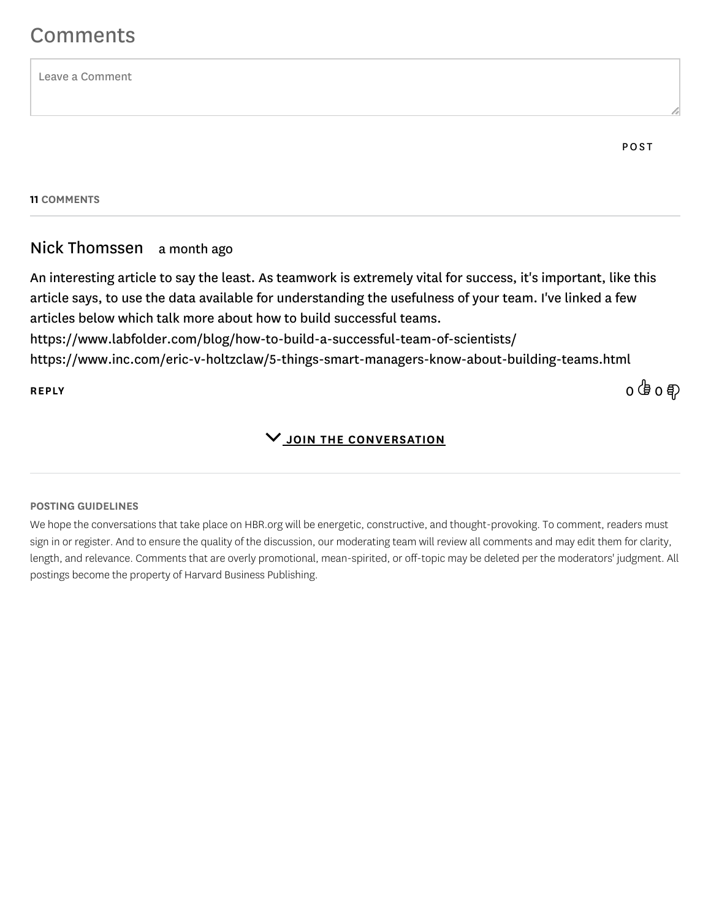## Comments

Leave a Comment

POST

**11** COMMENTS

Nick Thomssen a month ago

An interesting article to say the least. As teamwork is extremely vital for success, it's important, like this article says, to use the data available for understanding the usefulness of your team. I've linked a few articles below which talk more about how to build successful teams.
https://www.labfolder.com/blog/how-to-build-a-successful-team-of-scientists/
https://www.inc.com/eric-v-holtzclaw/5-things-smart-managers-know-about-building-teams.html

REPLY 0 0

JOIN THE CONVERSATION

**POSTING GUIDELINES**

We hope the conversations that take place on HBR.org will be energetic, constructive, and thought-provoking. To comment, readers must sign in or register. And to ensure the quality of the discussion, our moderating team will review all comments and may edit them for clarity, length, and relevance. Comments that are overly promotional, mean-spirited, or off-topic may be deleted per the moderators' judgment. All postings become the property of Harvard Business Publishing.